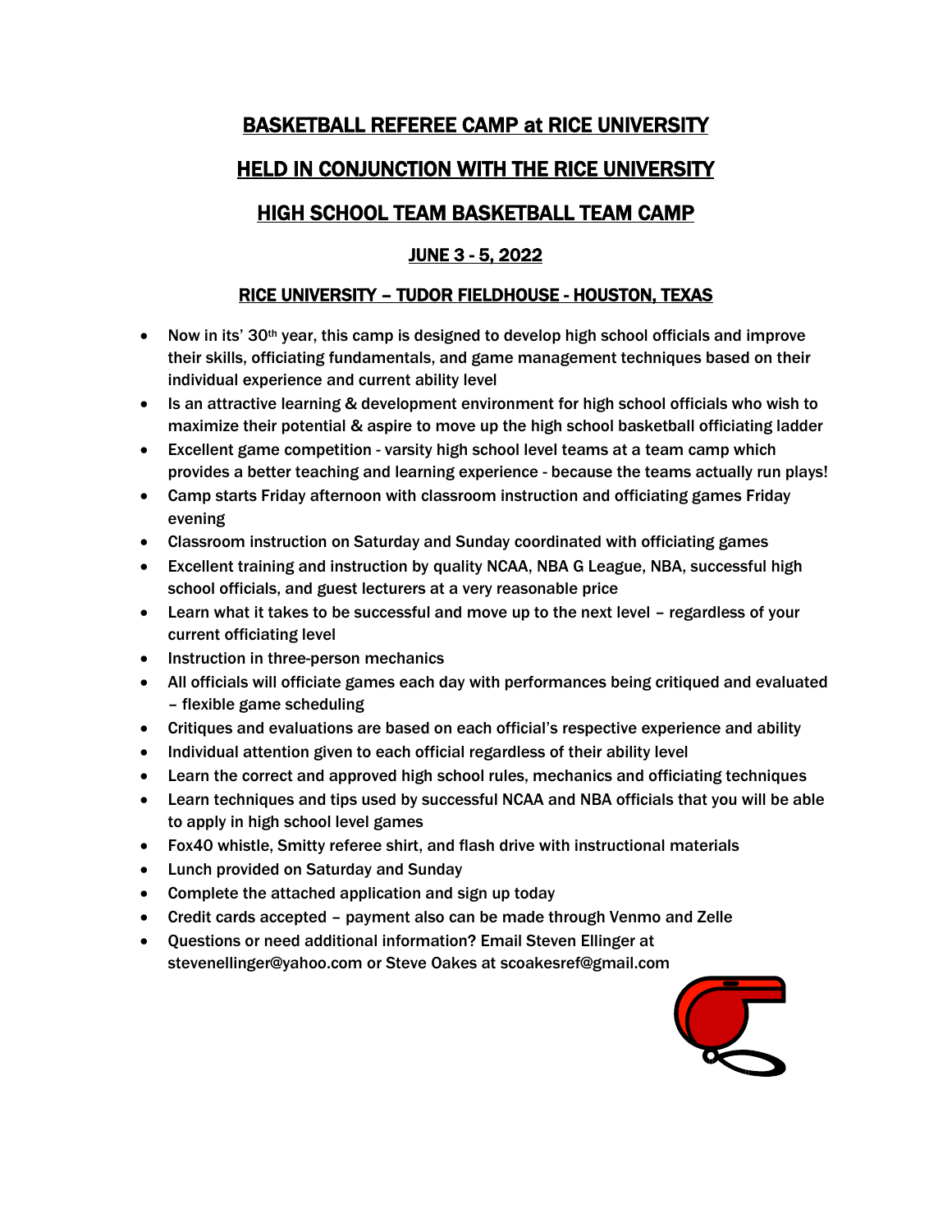# BASKETBALL REFEREE CAMP at RICE UNIVERSITY

# HELD IN CONJUNCTION WITH THE RICE UNIVERSITY

# HIGH SCHOOL TEAM BASKETBALL TEAM CAMP

## JUNE 3 - 5, 2022

## RICE UNIVERSITY – TUDOR FIELDHOUSE - HOUSTON, TEXAS

- Now in its' 30th year, this camp is designed to develop high school officials and improve their skills, officiating fundamentals, and game management techniques based on their individual experience and current ability level
- Is an attractive learning & development environment for high school officials who wish to maximize their potential & aspire to move up the high school basketball officiating ladder
- Excellent game competition - varsity high school level teams at a team camp which provides a better teaching and learning experience - because the teams actually run plays!
- Camp starts Friday afternoon with classroom instruction and officiating games Friday evening
- Classroom instruction on Saturday and Sunday coordinated with officiating games
- Excellent training and instruction by quality NCAA, NBA G League, NBA, successful high school officials, and guest lecturers at a very reasonable price
- Learn what it takes to be successful and move up to the next level – regardless of your current officiating level
- Instruction in three-person mechanics
- All officials will officiate games each day with performances being critiqued and evaluated – flexible game scheduling
- Critiques and evaluations are based on each official's respective experience and ability
- Individual attention given to each official regardless of their ability level
- Learn the correct and approved high school rules, mechanics and officiating techniques
- Learn techniques and tips used by successful NCAA and NBA officials that you will be able to apply in high school level games
- Fox40 whistle, Smitty referee shirt, and flash drive with instructional materials
- Lunch provided on Saturday and Sunday
- Complete the attached application and sign up today
- Credit cards accepted – payment also can be made through Venmo and Zelle
- Questions or need additional information? Email Steven Ellinger at stevenellinger@yahoo.com or Steve Oakes at scoakesref@gmail.com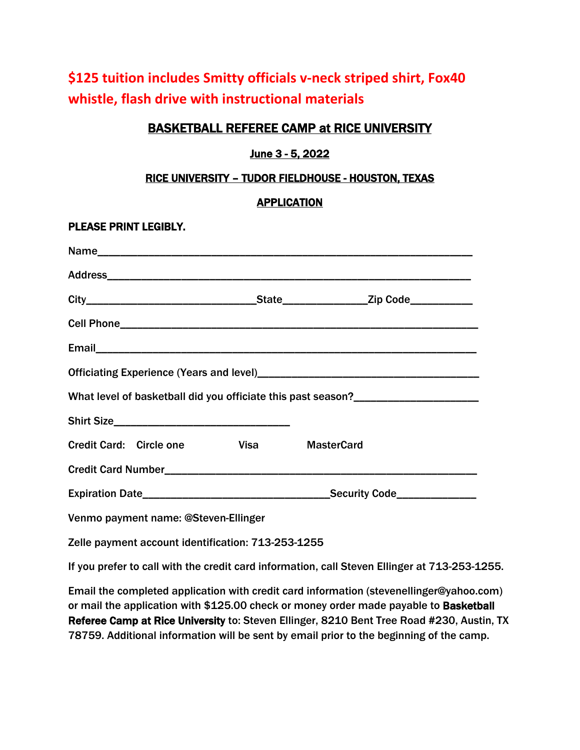**$125 tuition includes Smitty officials v-neck striped shirt, Fox40 whistle, flash drive with instructional materials**

## BASKETBALL REFEREE CAMP at RICE UNIVERSITY

### June 3 - 5, 2022

### RICE UNIVERSITY – TUDOR FIELDHOUSE - HOUSTON, TEXAS

### APPLICATION

**PLEASE PRINT LEGIBLY.**

Name_____________________________________________________________

Address___________________________________________________________

City____________________________State______________Zip Code___________

Cell Phone_________________________________________________________

Email_____________________________________________________________

Officiating Experience (Years and level)_______________________________________

What level of basketball did you officiate this past season?____________________

Shirt Size______________________________

Credit Card: Circle one Visa MasterCard

Credit Card Number___________________________________________________

Expiration Date________________________________Security Code_____________

Venmo payment name: @Steven-Ellinger

Zelle payment account identification: 713-253-1255

If you prefer to call with the credit card information, call Steven Ellinger at 713-253-1255.

Email the completed application with credit card information (stevenellinger@yahoo.com) or mail the application with $125.00 check or money order made payable to **Basketball Referee Camp at Rice University** to: Steven Ellinger, 8210 Bent Tree Road #230, Austin, TX 78759. Additional information will be sent by email prior to the beginning of the camp.